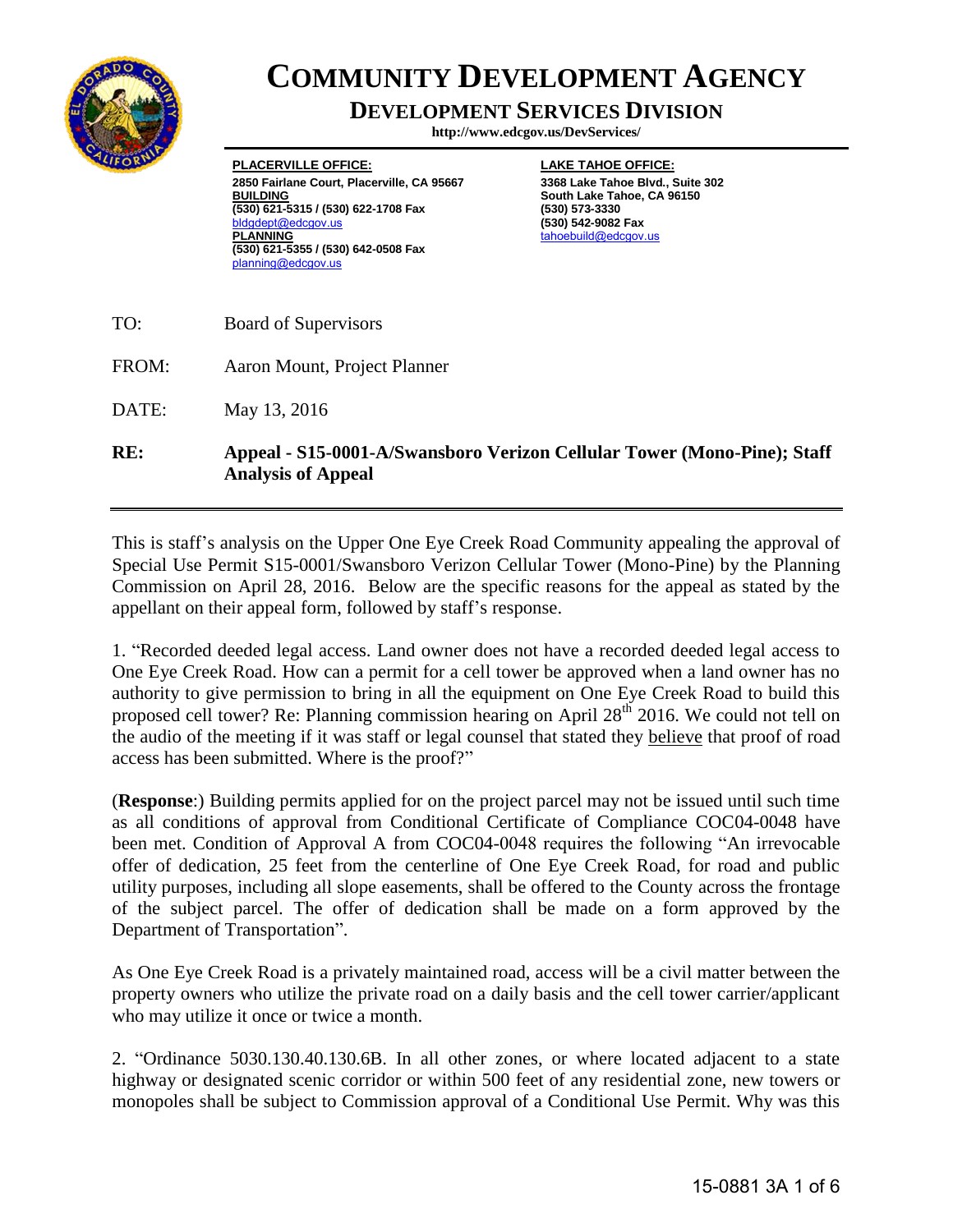# COMMUNITY DEVELOPMENT AGENCY

## DEVELOPMENT SERVICES DIVISION

**http://www.edcgov.us/DevServices/**

**PLACERVILLE OFFICE:**
**2850 Fairlane Court, Placerville, CA 95667**
**BUILDING**
**(530) 621-5315 / (530) 622-1708 Fax**
bldgdept@edcgov.us
**PLANNING**
**(530) 621-5355 / (530) 642-0508 Fax**
planning@edcgov.us

**LAKE TAHOE OFFICE:**
**3368 Lake Tahoe Blvd., Suite 302**
**South Lake Tahoe, CA 96150**
**(530) 573-3330**
**(530) 542-9082 Fax**
tahoebuild@edcgov.us

TO: Board of Supervisors

FROM: Aaron Mount, Project Planner

DATE: May 13, 2016

**RE: Appeal - S15-0001-A/Swansboro Verizon Cellular Tower (Mono-Pine); Staff Analysis of Appeal**

---

This is staff's analysis on the Upper One Eye Creek Road Community appealing the approval of Special Use Permit S15-0001/Swansboro Verizon Cellular Tower (Mono-Pine) by the Planning Commission on April 28, 2016. Below are the specific reasons for the appeal as stated by the appellant on their appeal form, followed by staff's response.

1. "Recorded deeded legal access. Land owner does not have a recorded deeded legal access to One Eye Creek Road. How can a permit for a cell tower be approved when a land owner has no authority to give permission to bring in all the equipment on One Eye Creek Road to build this proposed cell tower? Re: Planning commission hearing on April 28th 2016. We could not tell on the audio of the meeting if it was staff or legal counsel that stated they believe that proof of road access has been submitted. Where is the proof?"

(**Response**:) Building permits applied for on the project parcel may not be issued until such time as all conditions of approval from Conditional Certificate of Compliance COC04-0048 have been met. Condition of Approval A from COC04-0048 requires the following "An irrevocable offer of dedication, 25 feet from the centerline of One Eye Creek Road, for road and public utility purposes, including all slope easements, shall be offered to the County across the frontage of the subject parcel. The offer of dedication shall be made on a form approved by the Department of Transportation".

As One Eye Creek Road is a privately maintained road, access will be a civil matter between the property owners who utilize the private road on a daily basis and the cell tower carrier/applicant who may utilize it once or twice a month.

2. "Ordinance 5030.130.40.130.6B. In all other zones, or where located adjacent to a state highway or designated scenic corridor or within 500 feet of any residential zone, new towers or monopoles shall be subject to Commission approval of a Conditional Use Permit. Why was this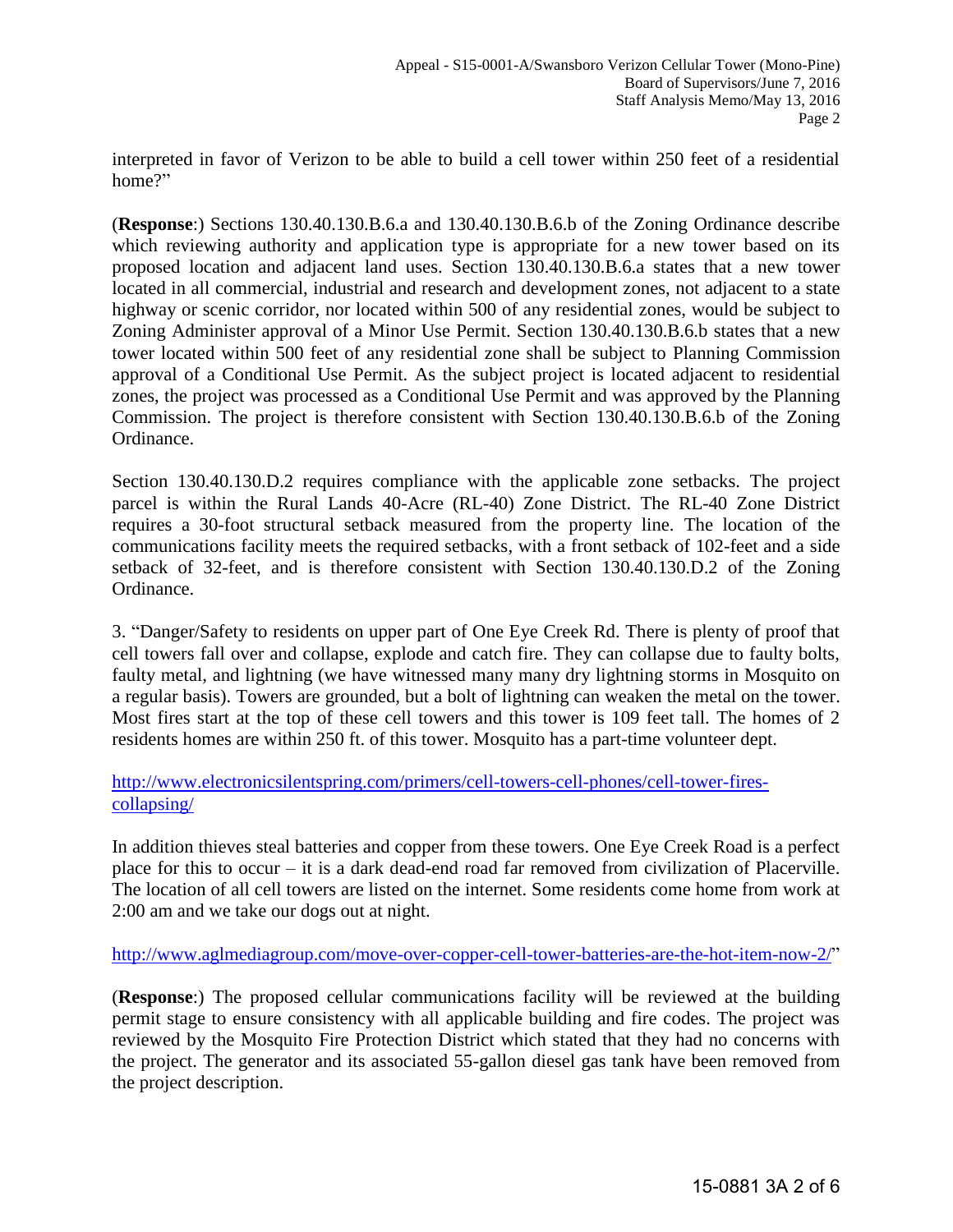interpreted in favor of Verizon to be able to build a cell tower within 250 feet of a residential home?"

(**Response**:) Sections 130.40.130.B.6.a and 130.40.130.B.6.b of the Zoning Ordinance describe which reviewing authority and application type is appropriate for a new tower based on its proposed location and adjacent land uses. Section 130.40.130.B.6.a states that a new tower located in all commercial, industrial and research and development zones, not adjacent to a state highway or scenic corridor, nor located within 500 of any residential zones, would be subject to Zoning Administer approval of a Minor Use Permit. Section 130.40.130.B.6.b states that a new tower located within 500 feet of any residential zone shall be subject to Planning Commission approval of a Conditional Use Permit. As the subject project is located adjacent to residential zones, the project was processed as a Conditional Use Permit and was approved by the Planning Commission. The project is therefore consistent with Section 130.40.130.B.6.b of the Zoning Ordinance.

Section 130.40.130.D.2 requires compliance with the applicable zone setbacks. The project parcel is within the Rural Lands 40-Acre (RL-40) Zone District. The RL-40 Zone District requires a 30-foot structural setback measured from the property line. The location of the communications facility meets the required setbacks, with a front setback of 102-feet and a side setback of 32-feet, and is therefore consistent with Section 130.40.130.D.2 of the Zoning Ordinance.

3. "Danger/Safety to residents on upper part of One Eye Creek Rd. There is plenty of proof that cell towers fall over and collapse, explode and catch fire. They can collapse due to faulty bolts, faulty metal, and lightning (we have witnessed many many dry lightning storms in Mosquito on a regular basis). Towers are grounded, but a bolt of lightning can weaken the metal on the tower. Most fires start at the top of these cell towers and this tower is 109 feet tall. The homes of 2 residents homes are within 250 ft. of this tower. Mosquito has a part-time volunteer dept.

http://www.electronicsilentspring.com/primers/cell-towers-cell-phones/cell-tower-fires-collapsing/

In addition thieves steal batteries and copper from these towers. One Eye Creek Road is a perfect place for this to occur – it is a dark dead-end road far removed from civilization of Placerville. The location of all cell towers are listed on the internet. Some residents come home from work at 2:00 am and we take our dogs out at night.

http://www.aglmediagroup.com/move-over-copper-cell-tower-batteries-are-the-hot-item-now-2/"

(**Response**:) The proposed cellular communications facility will be reviewed at the building permit stage to ensure consistency with all applicable building and fire codes. The project was reviewed by the Mosquito Fire Protection District which stated that they had no concerns with the project. The generator and its associated 55-gallon diesel gas tank have been removed from the project description.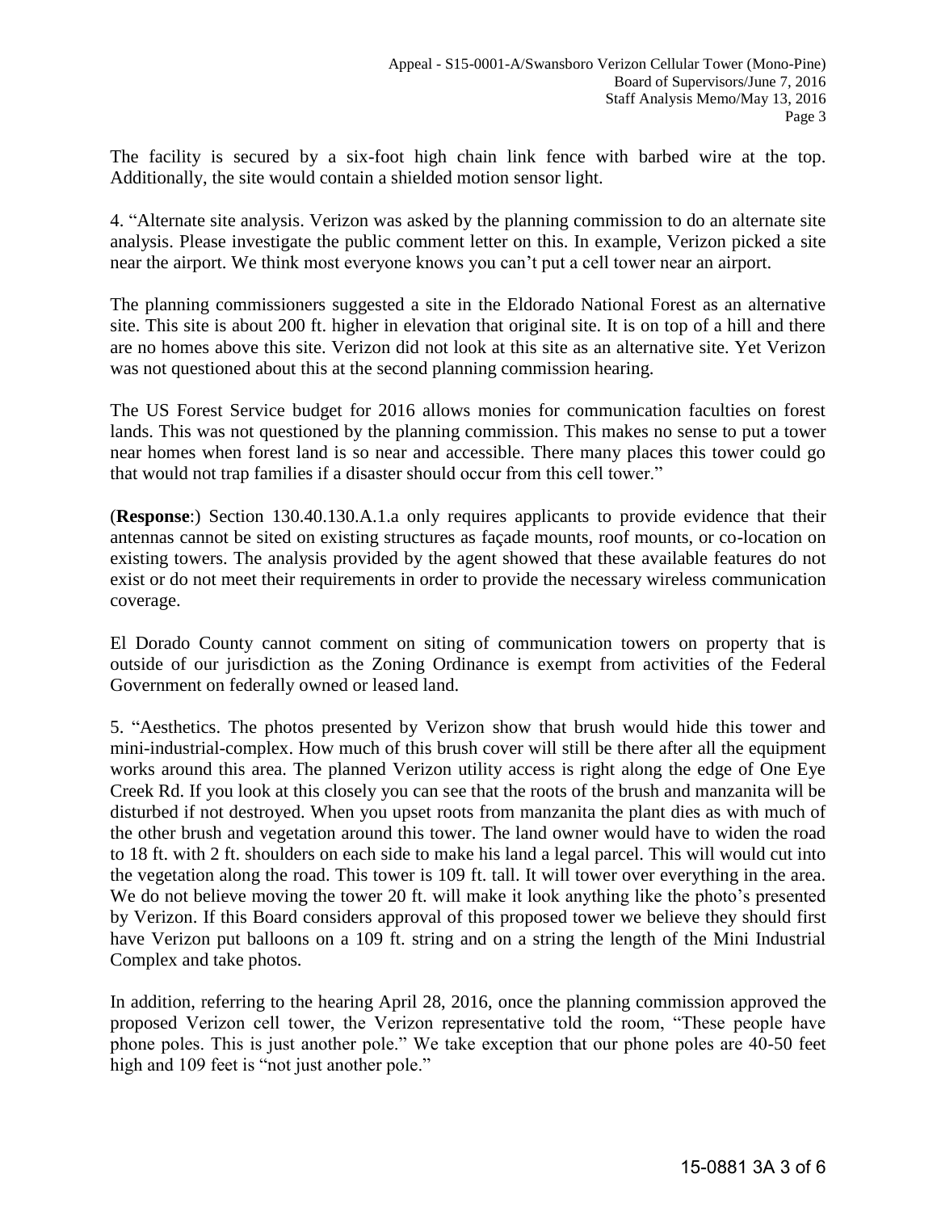The facility is secured by a six-foot high chain link fence with barbed wire at the top. Additionally, the site would contain a shielded motion sensor light.

4. "Alternate site analysis. Verizon was asked by the planning commission to do an alternate site analysis. Please investigate the public comment letter on this. In example, Verizon picked a site near the airport. We think most everyone knows you can't put a cell tower near an airport.

The planning commissioners suggested a site in the Eldorado National Forest as an alternative site. This site is about 200 ft. higher in elevation that original site. It is on top of a hill and there are no homes above this site. Verizon did not look at this site as an alternative site. Yet Verizon was not questioned about this at the second planning commission hearing.

The US Forest Service budget for 2016 allows monies for communication faculties on forest lands. This was not questioned by the planning commission. This makes no sense to put a tower near homes when forest land is so near and accessible. There many places this tower could go that would not trap families if a disaster should occur from this cell tower."

(**Response**:) Section 130.40.130.A.1.a only requires applicants to provide evidence that their antennas cannot be sited on existing structures as façade mounts, roof mounts, or co-location on existing towers. The analysis provided by the agent showed that these available features do not exist or do not meet their requirements in order to provide the necessary wireless communication coverage.

El Dorado County cannot comment on siting of communication towers on property that is outside of our jurisdiction as the Zoning Ordinance is exempt from activities of the Federal Government on federally owned or leased land.

5. "Aesthetics. The photos presented by Verizon show that brush would hide this tower and mini-industrial-complex. How much of this brush cover will still be there after all the equipment works around this area. The planned Verizon utility access is right along the edge of One Eye Creek Rd. If you look at this closely you can see that the roots of the brush and manzanita will be disturbed if not destroyed. When you upset roots from manzanita the plant dies as with much of the other brush and vegetation around this tower. The land owner would have to widen the road to 18 ft. with 2 ft. shoulders on each side to make his land a legal parcel. This will would cut into the vegetation along the road. This tower is 109 ft. tall. It will tower over everything in the area. We do not believe moving the tower 20 ft. will make it look anything like the photo's presented by Verizon. If this Board considers approval of this proposed tower we believe they should first have Verizon put balloons on a 109 ft. string and on a string the length of the Mini Industrial Complex and take photos.

In addition, referring to the hearing April 28, 2016, once the planning commission approved the proposed Verizon cell tower, the Verizon representative told the room, "These people have phone poles. This is just another pole." We take exception that our phone poles are 40-50 feet high and 109 feet is "not just another pole."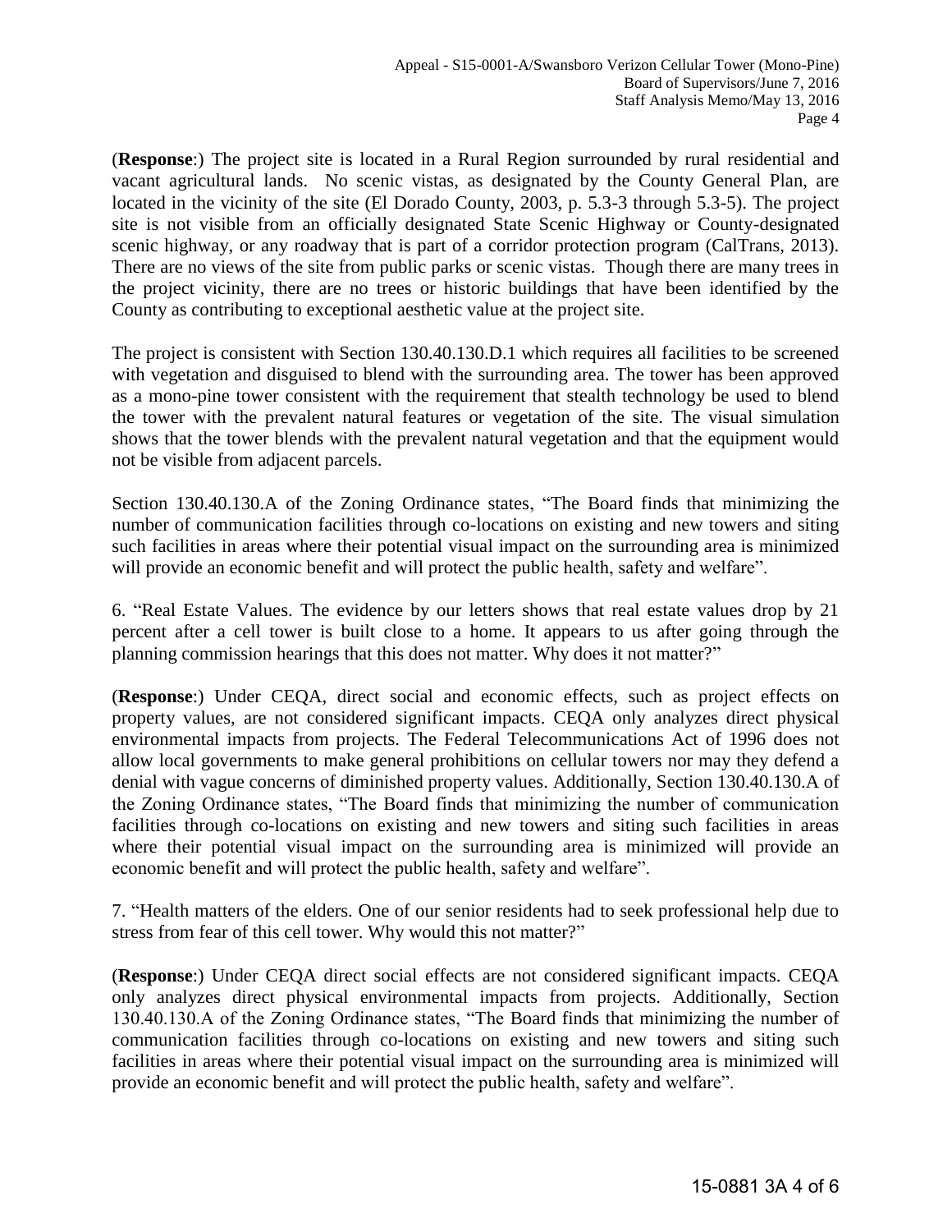(**Response**:) The project site is located in a Rural Region surrounded by rural residential and vacant agricultural lands. No scenic vistas, as designated by the County General Plan, are located in the vicinity of the site (El Dorado County, 2003, p. 5.3-3 through 5.3-5). The project site is not visible from an officially designated State Scenic Highway or County-designated scenic highway, or any roadway that is part of a corridor protection program (CalTrans, 2013). There are no views of the site from public parks or scenic vistas. Though there are many trees in the project vicinity, there are no trees or historic buildings that have been identified by the County as contributing to exceptional aesthetic value at the project site.

The project is consistent with Section 130.40.130.D.1 which requires all facilities to be screened with vegetation and disguised to blend with the surrounding area. The tower has been approved as a mono-pine tower consistent with the requirement that stealth technology be used to blend the tower with the prevalent natural features or vegetation of the site. The visual simulation shows that the tower blends with the prevalent natural vegetation and that the equipment would not be visible from adjacent parcels.

Section 130.40.130.A of the Zoning Ordinance states, "The Board finds that minimizing the number of communication facilities through co-locations on existing and new towers and siting such facilities in areas where their potential visual impact on the surrounding area is minimized will provide an economic benefit and will protect the public health, safety and welfare".

6. "Real Estate Values. The evidence by our letters shows that real estate values drop by 21 percent after a cell tower is built close to a home. It appears to us after going through the planning commission hearings that this does not matter. Why does it not matter?"

(**Response**:) Under CEQA, direct social and economic effects, such as project effects on property values, are not considered significant impacts. CEQA only analyzes direct physical environmental impacts from projects. The Federal Telecommunications Act of 1996 does not allow local governments to make general prohibitions on cellular towers nor may they defend a denial with vague concerns of diminished property values. Additionally, Section 130.40.130.A of the Zoning Ordinance states, "The Board finds that minimizing the number of communication facilities through co-locations on existing and new towers and siting such facilities in areas where their potential visual impact on the surrounding area is minimized will provide an economic benefit and will protect the public health, safety and welfare".

7. "Health matters of the elders. One of our senior residents had to seek professional help due to stress from fear of this cell tower. Why would this not matter?"

(**Response**:) Under CEQA direct social effects are not considered significant impacts. CEQA only analyzes direct physical environmental impacts from projects. Additionally, Section 130.40.130.A of the Zoning Ordinance states, "The Board finds that minimizing the number of communication facilities through co-locations on existing and new towers and siting such facilities in areas where their potential visual impact on the surrounding area is minimized will provide an economic benefit and will protect the public health, safety and welfare".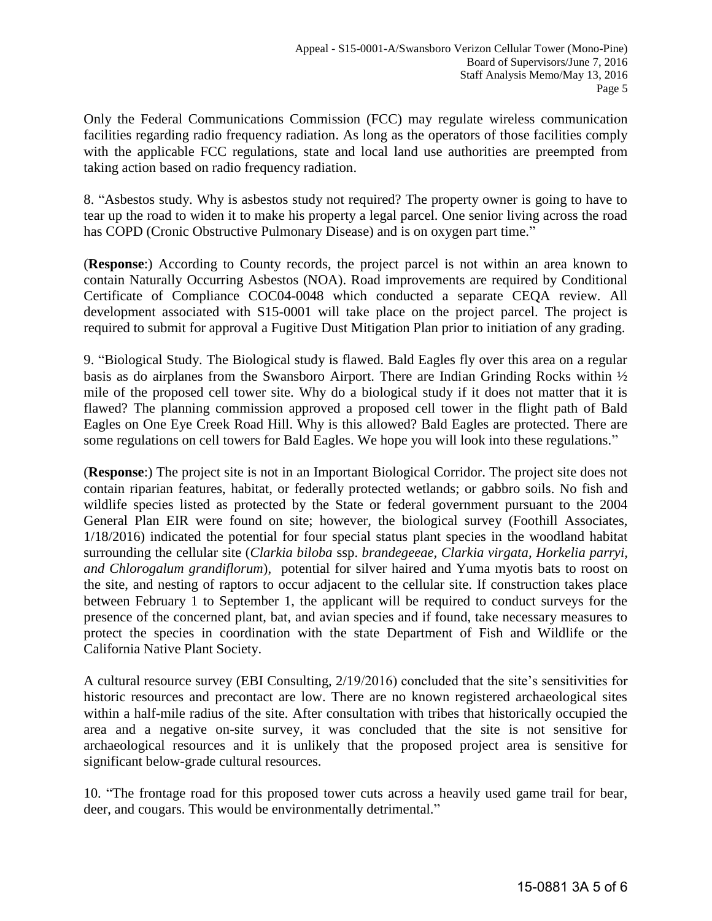Only the Federal Communications Commission (FCC) may regulate wireless communication facilities regarding radio frequency radiation. As long as the operators of those facilities comply with the applicable FCC regulations, state and local land use authorities are preempted from taking action based on radio frequency radiation.

8. "Asbestos study. Why is asbestos study not required? The property owner is going to have to tear up the road to widen it to make his property a legal parcel. One senior living across the road has COPD (Cronic Obstructive Pulmonary Disease) and is on oxygen part time."

(**Response**:) According to County records, the project parcel is not within an area known to contain Naturally Occurring Asbestos (NOA). Road improvements are required by Conditional Certificate of Compliance COC04-0048 which conducted a separate CEQA review. All development associated with S15-0001 will take place on the project parcel. The project is required to submit for approval a Fugitive Dust Mitigation Plan prior to initiation of any grading.

9. "Biological Study. The Biological study is flawed. Bald Eagles fly over this area on a regular basis as do airplanes from the Swansboro Airport. There are Indian Grinding Rocks within ½ mile of the proposed cell tower site. Why do a biological study if it does not matter that it is flawed? The planning commission approved a proposed cell tower in the flight path of Bald Eagles on One Eye Creek Road Hill. Why is this allowed? Bald Eagles are protected. There are some regulations on cell towers for Bald Eagles. We hope you will look into these regulations."

(**Response**:) The project site is not in an Important Biological Corridor. The project site does not contain riparian features, habitat, or federally protected wetlands; or gabbro soils. No fish and wildlife species listed as protected by the State or federal government pursuant to the 2004 General Plan EIR were found on site; however, the biological survey (Foothill Associates, 1/18/2016) indicated the potential for four special status plant species in the woodland habitat surrounding the cellular site (*Clarkia biloba* ssp. *brandegeeae, Clarkia virgata, Horkelia parryi, and Chlorogalum grandiflorum*), potential for silver haired and Yuma myotis bats to roost on the site, and nesting of raptors to occur adjacent to the cellular site. If construction takes place between February 1 to September 1, the applicant will be required to conduct surveys for the presence of the concerned plant, bat, and avian species and if found, take necessary measures to protect the species in coordination with the state Department of Fish and Wildlife or the California Native Plant Society.

A cultural resource survey (EBI Consulting, 2/19/2016) concluded that the site's sensitivities for historic resources and precontact are low. There are no known registered archaeological sites within a half-mile radius of the site. After consultation with tribes that historically occupied the area and a negative on-site survey, it was concluded that the site is not sensitive for archaeological resources and it is unlikely that the proposed project area is sensitive for significant below-grade cultural resources.

10. "The frontage road for this proposed tower cuts across a heavily used game trail for bear, deer, and cougars. This would be environmentally detrimental."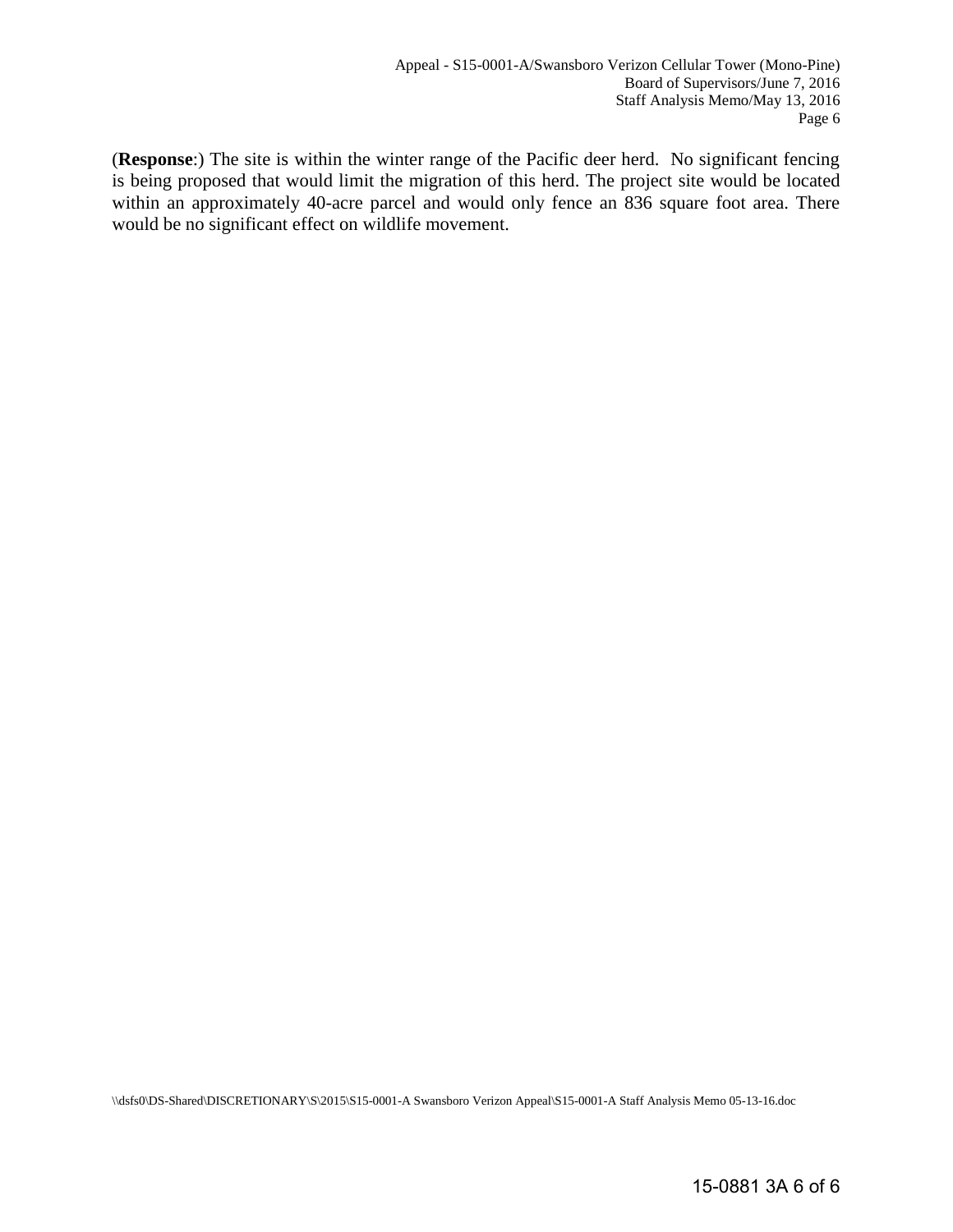(**Response**:) The site is within the winter range of the Pacific deer herd. No significant fencing is being proposed that would limit the migration of this herd. The project site would be located within an approximately 40-acre parcel and would only fence an 836 square foot area. There would be no significant effect on wildlife movement.

\\dsfs0\DS-Shared\DISCRETIONARY\S\2015\S15-0001-A Swansboro Verizon Appeal\S15-0001-A Staff Analysis Memo 05-13-16.doc